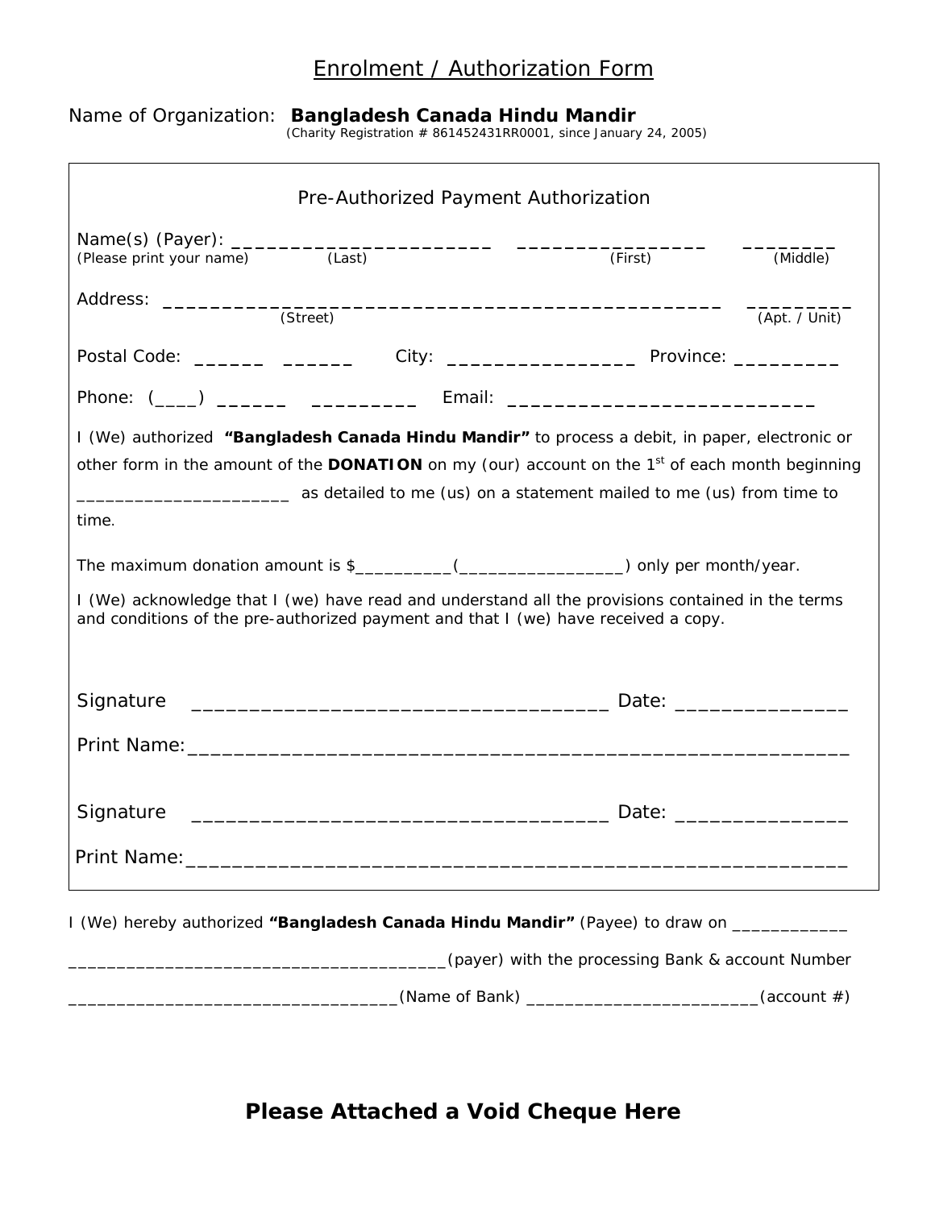# Enrolment / Authorization Form

Name of Organization: **Bangladesh Canada Hindu Mandir**
(Charity Registration # 861452431RR0001, since January 24, 2005)

## Pre-Authorized Payment Authorization

Name(s) (Payer): ______________________ ________________ ________
(Please print your name) (Last) (First) (Middle)

Address: ________________________________________________ _________
(Street) (Apt. / Unit)

Postal Code: ______ ______ City: ________________ Province: _________

Phone: (____) ______ _________ Email: __________________________

I (We) authorized **"Bangladesh Canada Hindu Mandir"** to process a debit, in paper, electronic or other form in the amount of the **DONATION** on my (our) account on the 1st of each month beginning _____________________ as detailed to me (us) on a statement mailed to me (us) from time to time.

The maximum donation amount is $__________(_________________) only per month/year.

I (We) acknowledge that I (we) have read and understand all the provisions contained in the terms and conditions of the pre-authorized payment and that I (we) have received a copy.

Signature ___________________________________ Date: _______________

Print Name:___________________________________________________________

Signature ___________________________________ Date: _______________

Print Name:___________________________________________________________

I (We) hereby authorized **"Bangladesh Canada Hindu Mandir"** (Payee) to draw on ____________ ______________________________________(payer) with the processing Bank & account Number ________________________________(Name of Bank) _______________________(account #)

**Please Attached a Void Cheque Here**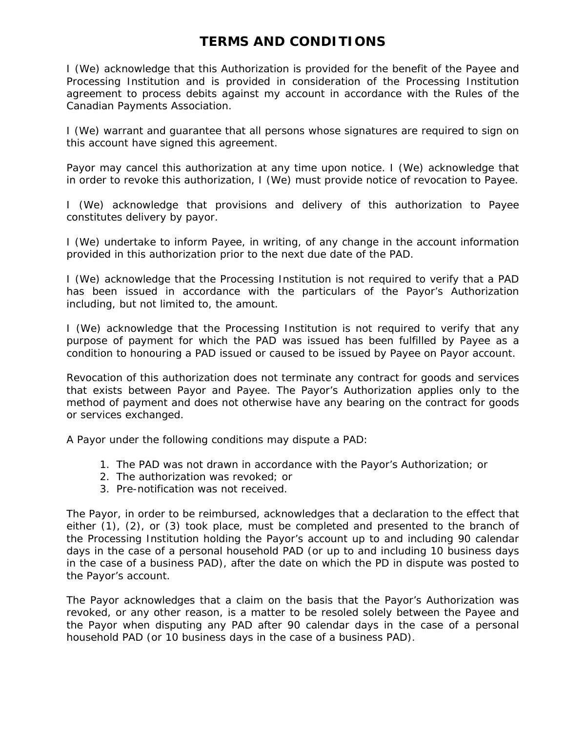# TERMS AND CONDITIONS

I (We) acknowledge that this Authorization is provided for the benefit of the Payee and Processing Institution and is provided in consideration of the Processing Institution agreement to process debits against my account in accordance with the Rules of the Canadian Payments Association.

I (We) warrant and guarantee that all persons whose signatures are required to sign on this account have signed this agreement.

Payor may cancel this authorization at any time upon notice. I (We) acknowledge that in order to revoke this authorization, I (We) must provide notice of revocation to Payee.

I (We) acknowledge that provisions and delivery of this authorization to Payee constitutes delivery by payor.

I (We) undertake to inform Payee, in writing, of any change in the account information provided in this authorization prior to the next due date of the PAD.

I (We) acknowledge that the Processing Institution is not required to verify that a PAD has been issued in accordance with the particulars of the Payor's Authorization including, but not limited to, the amount.

I (We) acknowledge that the Processing Institution is not required to verify that any purpose of payment for which the PAD was issued has been fulfilled by Payee as a condition to honouring a PAD issued or caused to be issued by Payee on Payor account.

Revocation of this authorization does not terminate any contract for goods and services that exists between Payor and Payee. The Payor's Authorization applies only to the method of payment and does not otherwise have any bearing on the contract for goods or services exchanged.

A Payor under the following conditions may dispute a PAD:

1. The PAD was not drawn in accordance with the Payor's Authorization; or
2. The authorization was revoked; or
3. Pre-notification was not received.

The Payor, in order to be reimbursed, acknowledges that a declaration to the effect that either (1), (2), or (3) took place, must be completed and presented to the branch of the Processing Institution holding the Payor's account up to and including 90 calendar days in the case of a personal household PAD (or up to and including 10 business days in the case of a business PAD), after the date on which the PD in dispute was posted to the Payor's account.

The Payor acknowledges that a claim on the basis that the Payor's Authorization was revoked, or any other reason, is a matter to be resoled solely between the Payee and the Payor when disputing any PAD after 90 calendar days in the case of a personal household PAD (or 10 business days in the case of a business PAD).